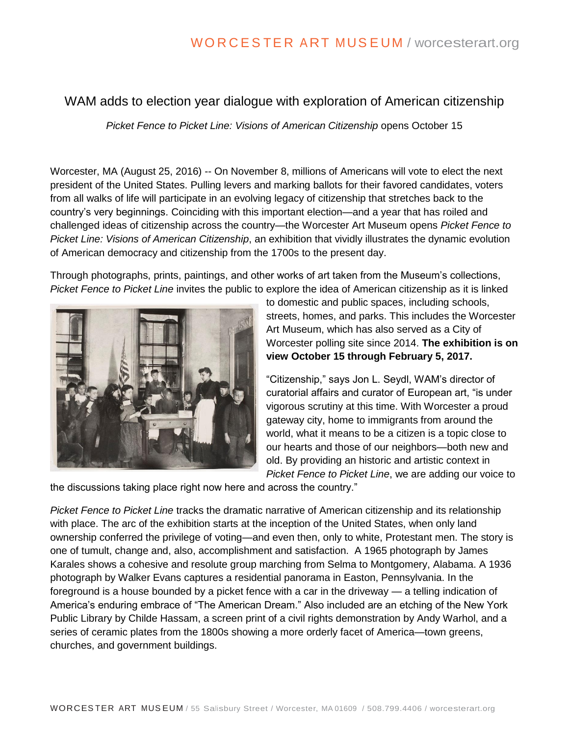# WAM adds to election year dialogue with exploration of American citizenship

*Picket Fence to Picket Line: Visions of American Citizenship* opens October 15

Worcester, MA (August 25, 2016) -- On November 8, millions of Americans will vote to elect the next president of the United States. Pulling levers and marking ballots for their favored candidates, voters from all walks of life will participate in an evolving legacy of citizenship that stretches back to the country's very beginnings. Coinciding with this important election—and a year that has roiled and challenged ideas of citizenship across the country—the Worcester Art Museum opens *Picket Fence to Picket Line: Visions of American Citizenship*, an exhibition that vividly illustrates the dynamic evolution of American democracy and citizenship from the 1700s to the present day.

Through photographs, prints, paintings, and other works of art taken from the Museum's collections, *Picket Fence to Picket Line* invites the public to explore the idea of American citizenship as it is linked to domestic and public spaces, including schools, streets, homes, and parks. This includes the Worcester Art Museum, which has also served as a City of Worcester polling site since 2014. **The exhibition is on view October 15 through February 5, 2017.**

"Citizenship," says Jon L. Seydl, WAM's director of curatorial affairs and curator of European art, "is under vigorous scrutiny at this time. With Worcester a proud gateway city, home to immigrants from around the world, what it means to be a citizen is a topic close to our hearts and those of our neighbors—both new and old. By providing an historic and artistic context in *Picket Fence to Picket Line*, we are adding our voice to the discussions taking place right now here and across the country."

*Picket Fence to Picket Line* tracks the dramatic narrative of American citizenship and its relationship with place. The arc of the exhibition starts at the inception of the United States, when only land ownership conferred the privilege of voting—and even then, only to white, Protestant men. The story is one of tumult, change and, also, accomplishment and satisfaction. A 1965 photograph by James Karales shows a cohesive and resolute group marching from Selma to Montgomery, Alabama. A 1936 photograph by Walker Evans captures a residential panorama in Easton, Pennsylvania. In the foreground is a house bounded by a picket fence with a car in the driveway — a telling indication of America's enduring embrace of "The American Dream." Also included are an etching of the New York Public Library by Childe Hassam, a screen print of a civil rights demonstration by Andy Warhol, and a series of ceramic plates from the 1800s showing a more orderly facet of America—town greens, churches, and government buildings.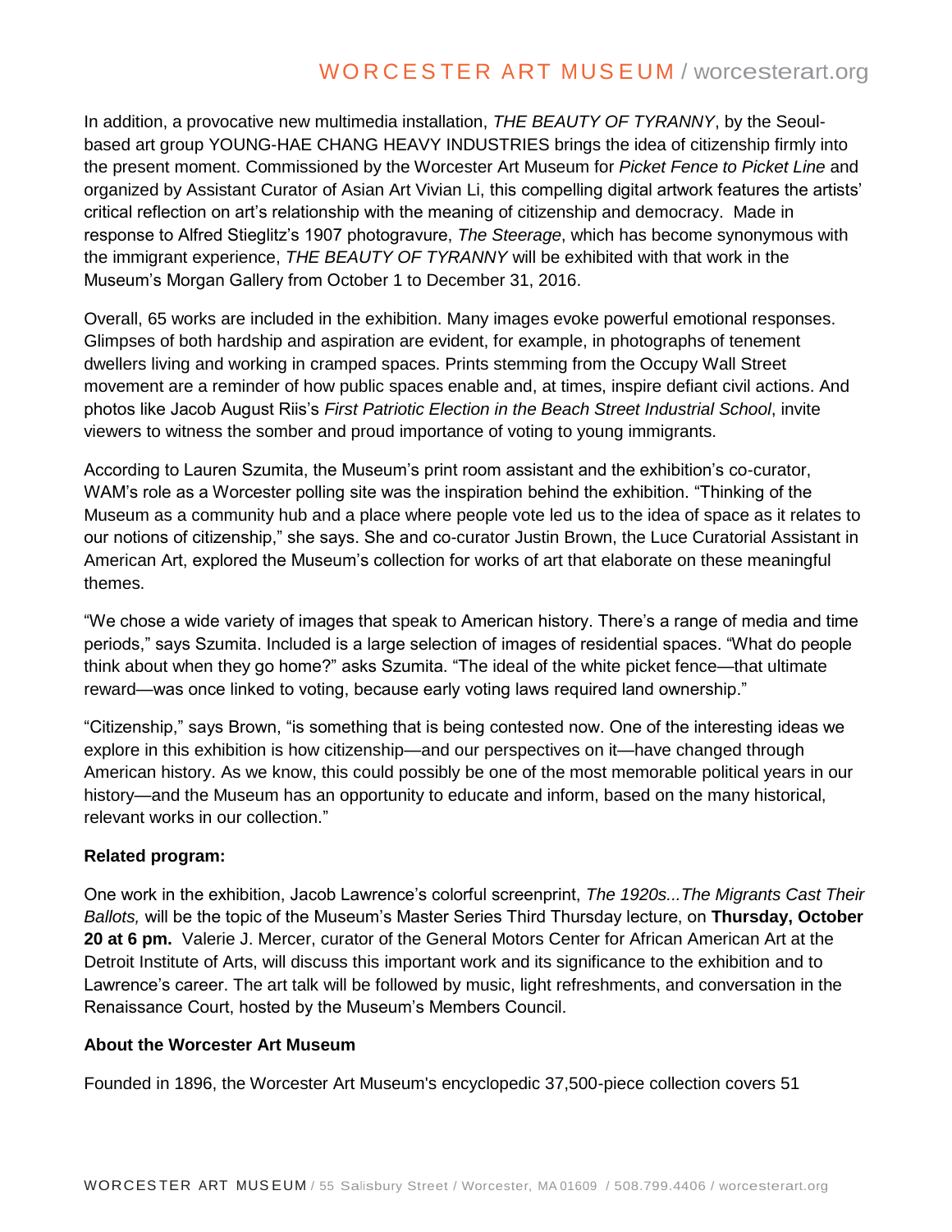In addition, a provocative new multimedia installation, *THE BEAUTY OF TYRANNY*, by the Seoul-based art group YOUNG-HAE CHANG HEAVY INDUSTRIES brings the idea of citizenship firmly into the present moment. Commissioned by the Worcester Art Museum for *Picket Fence to Picket Line* and organized by Assistant Curator of Asian Art Vivian Li, this compelling digital artwork features the artists' critical reflection on art's relationship with the meaning of citizenship and democracy. Made in response to Alfred Stieglitz's 1907 photogravure, *The Steerage*, which has become synonymous with the immigrant experience, *THE BEAUTY OF TYRANNY* will be exhibited with that work in the Museum's Morgan Gallery from October 1 to December 31, 2016.

Overall, 65 works are included in the exhibition. Many images evoke powerful emotional responses. Glimpses of both hardship and aspiration are evident, for example, in photographs of tenement dwellers living and working in cramped spaces. Prints stemming from the Occupy Wall Street movement are a reminder of how public spaces enable and, at times, inspire defiant civil actions. And photos like Jacob August Riis's *First Patriotic Election in the Beach Street Industrial School*, invite viewers to witness the somber and proud importance of voting to young immigrants.

According to Lauren Szumita, the Museum's print room assistant and the exhibition's co-curator, WAM's role as a Worcester polling site was the inspiration behind the exhibition. "Thinking of the Museum as a community hub and a place where people vote led us to the idea of space as it relates to our notions of citizenship," she says. She and co-curator Justin Brown, the Luce Curatorial Assistant in American Art, explored the Museum's collection for works of art that elaborate on these meaningful themes.

"We chose a wide variety of images that speak to American history. There's a range of media and time periods," says Szumita. Included is a large selection of images of residential spaces. "What do people think about when they go home?" asks Szumita. "The ideal of the white picket fence—that ultimate reward—was once linked to voting, because early voting laws required land ownership."

"Citizenship," says Brown, "is something that is being contested now. One of the interesting ideas we explore in this exhibition is how citizenship—and our perspectives on it—have changed through American history. As we know, this could possibly be one of the most memorable political years in our history—and the Museum has an opportunity to educate and inform, based on the many historical, relevant works in our collection."

**Related program:**

One work in the exhibition, Jacob Lawrence's colorful screenprint, *The 1920s...The Migrants Cast Their Ballots,* will be the topic of the Museum's Master Series Third Thursday lecture, on **Thursday, October 20 at 6 pm.** Valerie J. Mercer, curator of the General Motors Center for African American Art at the Detroit Institute of Arts, will discuss this important work and its significance to the exhibition and to Lawrence's career. The art talk will be followed by music, light refreshments, and conversation in the Renaissance Court, hosted by the Museum's Members Council.

**About the Worcester Art Museum**

Founded in 1896, the Worcester Art Museum's encyclopedic 37,500-piece collection covers 51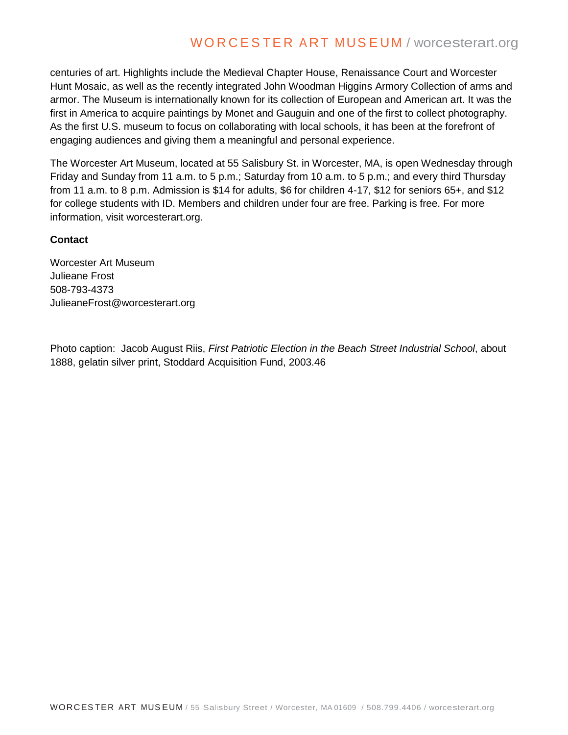centuries of art. Highlights include the Medieval Chapter House, Renaissance Court and Worcester Hunt Mosaic, as well as the recently integrated John Woodman Higgins Armory Collection of arms and armor. The Museum is internationally known for its collection of European and American art. It was the first in America to acquire paintings by Monet and Gauguin and one of the first to collect photography. As the first U.S. museum to focus on collaborating with local schools, it has been at the forefront of engaging audiences and giving them a meaningful and personal experience.

The Worcester Art Museum, located at 55 Salisbury St. in Worcester, MA, is open Wednesday through Friday and Sunday from 11 a.m. to 5 p.m.; Saturday from 10 a.m. to 5 p.m.; and every third Thursday from 11 a.m. to 8 p.m. Admission is $14 for adults, $6 for children 4-17, $12 for seniors 65+, and $12 for college students with ID. Members and children under four are free. Parking is free. For more information, visit worcesterart.org.

**Contact**

Worcester Art Museum
Julieane Frost
508-793-4373
JulieaneFrost@worcesterart.org

Photo caption: Jacob August Riis, *First Patriotic Election in the Beach Street Industrial School*, about 1888, gelatin silver print, Stoddard Acquisition Fund, 2003.46